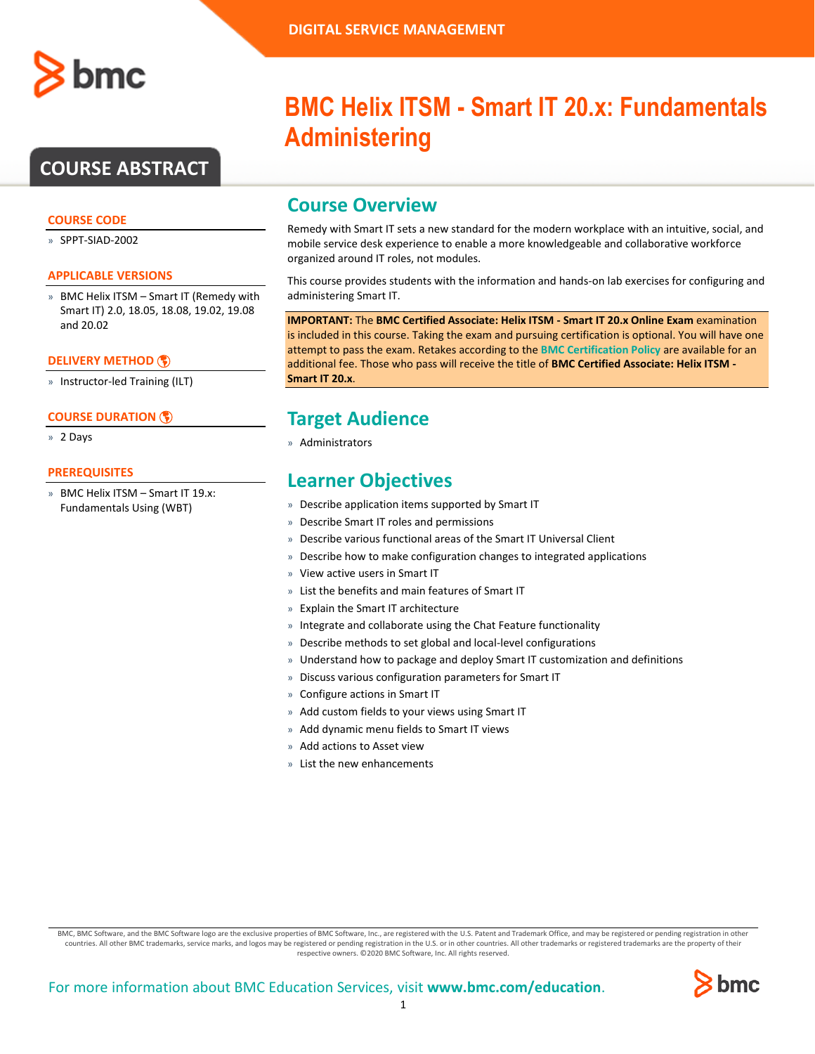DIGITAL SERVICE MANAGEMENT

# BMC Helix ITSM - Smart IT 20.x: Fundamentals Administering

## COURSE ABSTRACT

### COURSE CODE

- SPPT-SIAD-2002

### APPLICABLE VERSIONS

- BMC Helix ITSM – Smart IT (Remedy with Smart IT) 2.0, 18.05, 18.08, 19.02, 19.08 and 20.02

### DELIVERY METHOD

- Instructor-led Training (ILT)

### COURSE DURATION

- 2 Days

### PREREQUISITES

- BMC Helix ITSM – Smart IT 19.x: Fundamentals Using (WBT)

## Course Overview

Remedy with Smart IT sets a new standard for the modern workplace with an intuitive, social, and mobile service desk experience to enable a more knowledgeable and collaborative workforce organized around IT roles, not modules.

This course provides students with the information and hands-on lab exercises for configuring and administering Smart IT.

**IMPORTANT:** The **BMC Certified Associate: Helix ITSM - Smart IT 20.x Online Exam** examination is included in this course. Taking the exam and pursuing certification is optional. You will have one attempt to pass the exam. Retakes according to the BMC Certification Policy are available for an additional fee. Those who pass will receive the title of **BMC Certified Associate: Helix ITSM - Smart IT 20.x**.

## Target Audience

- Administrators

## Learner Objectives

- Describe application items supported by Smart IT
- Describe Smart IT roles and permissions
- Describe various functional areas of the Smart IT Universal Client
- Describe how to make configuration changes to integrated applications
- View active users in Smart IT
- List the benefits and main features of Smart IT
- Explain the Smart IT architecture
- Integrate and collaborate using the Chat Feature functionality
- Describe methods to set global and local-level configurations
- Understand how to package and deploy Smart IT customization and definitions
- Discuss various configuration parameters for Smart IT
- Configure actions in Smart IT
- Add custom fields to your views using Smart IT
- Add dynamic menu fields to Smart IT views
- Add actions to Asset view
- List the new enhancements

BMC, BMC Software, and the BMC Software logo are the exclusive properties of BMC Software, Inc., are registered with the U.S. Patent and Trademark Office, and may be registered or pending registration in other countries. All other BMC trademarks, service marks, and logos may be registered or pending registration in the U.S. or in other countries. All other trademarks or registered trademarks are the property of their respective owners. ©2020 BMC Software, Inc. All rights reserved.

For more information about BMC Education Services, visit **www.bmc.com/education**.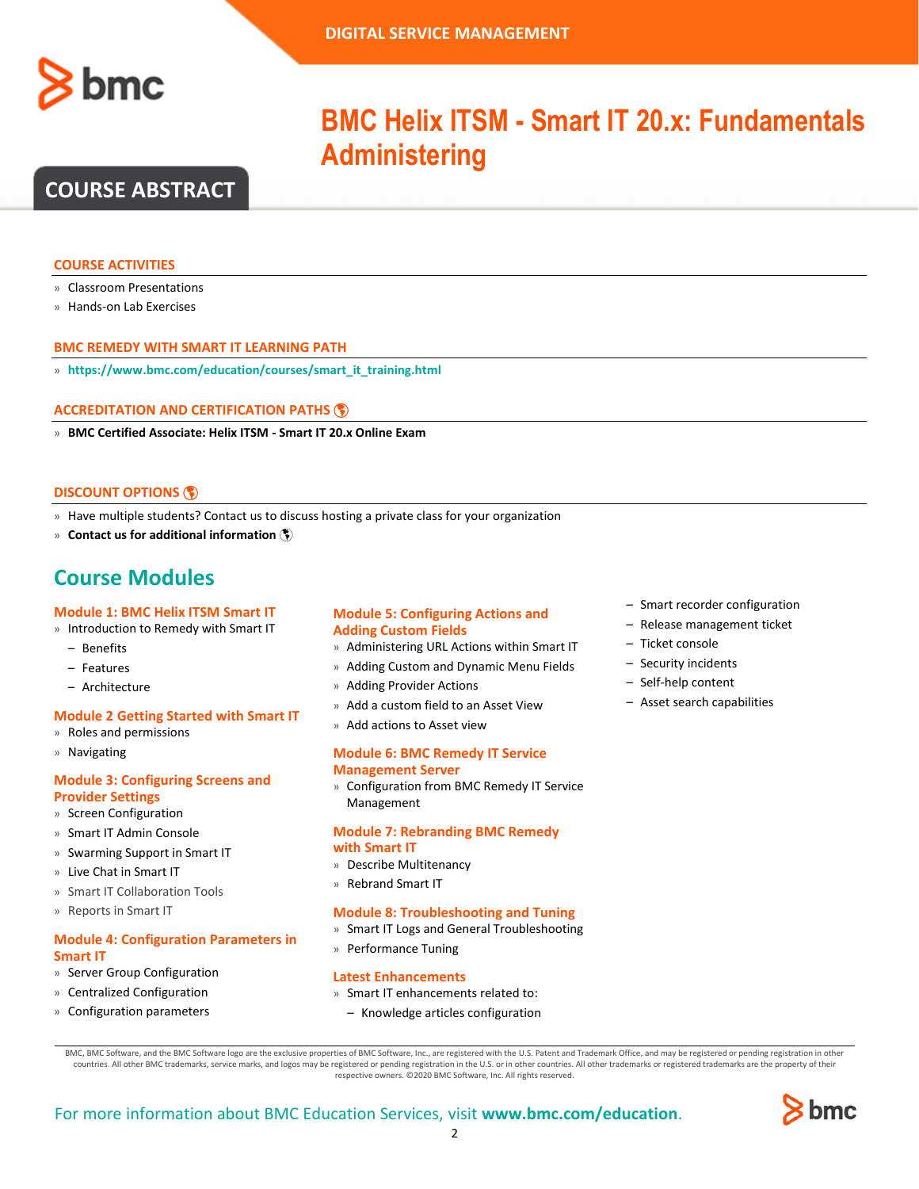DIGITAL SERVICE MANAGEMENT

# BMC Helix ITSM - Smart IT 20.x: Fundamentals Administering

## COURSE ABSTRACT

### COURSE ACTIVITIES

- Classroom Presentations
- Hands-on Lab Exercises

### BMC REMEDY WITH SMART IT LEARNING PATH

- **https://www.bmc.com/education/courses/smart_it_training.html**

### ACCREDITATION AND CERTIFICATION PATHS

- **BMC Certified Associate: Helix ITSM - Smart IT 20.x Online Exam**

### DISCOUNT OPTIONS

- Have multiple students? Contact us to discuss hosting a private class for your organization
- **Contact us for additional information**

## Course Modules

### Module 1: BMC Helix ITSM Smart IT

- Introduction to Remedy with Smart IT
  - Benefits
  - Features
  - Architecture

### Module 2 Getting Started with Smart IT

- Roles and permissions
- Navigating

### Module 3: Configuring Screens and Provider Settings

- Screen Configuration
- Smart IT Admin Console
- Swarming Support in Smart IT
- Live Chat in Smart IT
- Smart IT Collaboration Tools
- Reports in Smart IT

### Module 4: Configuration Parameters in Smart IT

- Server Group Configuration
- Centralized Configuration
- Configuration parameters

### Module 5: Configuring Actions and Adding Custom Fields

- Administering URL Actions within Smart IT
- Adding Custom and Dynamic Menu Fields
- Adding Provider Actions
- Add a custom field to an Asset View
- Add actions to Asset view

### Module 6: BMC Remedy IT Service Management Server

- Configuration from BMC Remedy IT Service Management

### Module 7: Rebranding BMC Remedy with Smart IT

- Describe Multitenancy
- Rebrand Smart IT

### Module 8: Troubleshooting and Tuning

- Smart IT Logs and General Troubleshooting
- Performance Tuning

### Latest Enhancements

- Smart IT enhancements related to:
  - Knowledge articles configuration
  - Smart recorder configuration
  - Release management ticket
  - Ticket console
  - Security incidents
  - Self-help content
  - Asset search capabilities

BMC, BMC Software, and the BMC Software logo are the exclusive properties of BMC Software, Inc., are registered with the U.S. Patent and Trademark Office, and may be registered or pending registration in other countries. All other BMC trademarks, service marks, and logos may be registered or pending registration in the U.S. or in other countries. All other trademarks or registered trademarks are the property of their respective owners. ©2020 BMC Software, Inc. All rights reserved.

For more information about BMC Education Services, visit **www.bmc.com/education**.